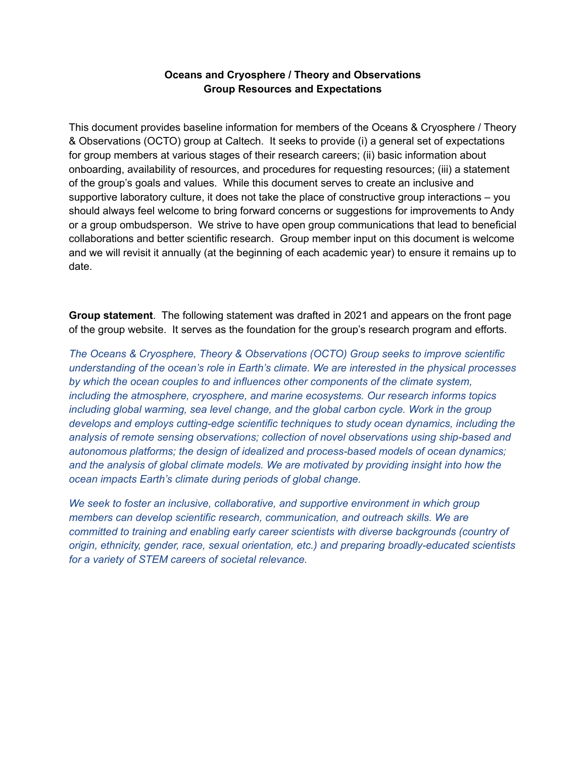**Oceans and Cryosphere / Theory and Observations**
**Group Resources and Expectations**

This document provides baseline information for members of the Oceans & Cryosphere / Theory & Observations (OCTO) group at Caltech. It seeks to provide (i) a general set of expectations for group members at various stages of their research careers; (ii) basic information about onboarding, availability of resources, and procedures for requesting resources; (iii) a statement of the group's goals and values. While this document serves to create an inclusive and supportive laboratory culture, it does not take the place of constructive group interactions – you should always feel welcome to bring forward concerns or suggestions for improvements to Andy or a group ombudsperson. We strive to have open group communications that lead to beneficial collaborations and better scientific research. Group member input on this document is welcome and we will revisit it annually (at the beginning of each academic year) to ensure it remains up to date.

**Group statement**. The following statement was drafted in 2021 and appears on the front page of the group website. It serves as the foundation for the group's research program and efforts.

*The Oceans & Cryosphere, Theory & Observations (OCTO) Group seeks to improve scientific understanding of the ocean's role in Earth's climate. We are interested in the physical processes by which the ocean couples to and influences other components of the climate system, including the atmosphere, cryosphere, and marine ecosystems. Our research informs topics including global warming, sea level change, and the global carbon cycle. Work in the group develops and employs cutting-edge scientific techniques to study ocean dynamics, including the analysis of remote sensing observations; collection of novel observations using ship-based and autonomous platforms; the design of idealized and process-based models of ocean dynamics; and the analysis of global climate models. We are motivated by providing insight into how the ocean impacts Earth's climate during periods of global change.*

*We seek to foster an inclusive, collaborative, and supportive environment in which group members can develop scientific research, communication, and outreach skills. We are committed to training and enabling early career scientists with diverse backgrounds (country of origin, ethnicity, gender, race, sexual orientation, etc.) and preparing broadly-educated scientists for a variety of STEM careers of societal relevance.*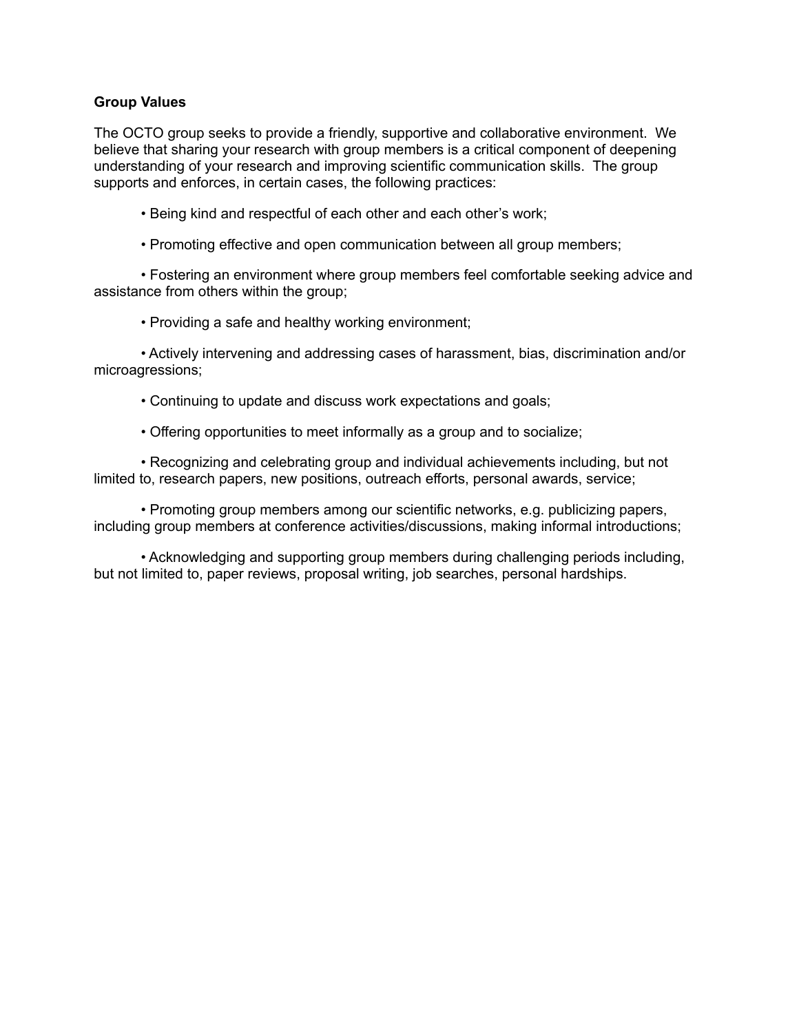**Group Values**

The OCTO group seeks to provide a friendly, supportive and collaborative environment. We believe that sharing your research with group members is a critical component of deepening understanding of your research and improving scientific communication skills. The group supports and enforces, in certain cases, the following practices:

- Being kind and respectful of each other and each other's work;
- Promoting effective and open communication between all group members;
- Fostering an environment where group members feel comfortable seeking advice and assistance from others within the group;
- Providing a safe and healthy working environment;
- Actively intervening and addressing cases of harassment, bias, discrimination and/or microagressions;
- Continuing to update and discuss work expectations and goals;
- Offering opportunities to meet informally as a group and to socialize;
- Recognizing and celebrating group and individual achievements including, but not limited to, research papers, new positions, outreach efforts, personal awards, service;
- Promoting group members among our scientific networks, e.g. publicizing papers, including group members at conference activities/discussions, making informal introductions;
- Acknowledging and supporting group members during challenging periods including, but not limited to, paper reviews, proposal writing, job searches, personal hardships.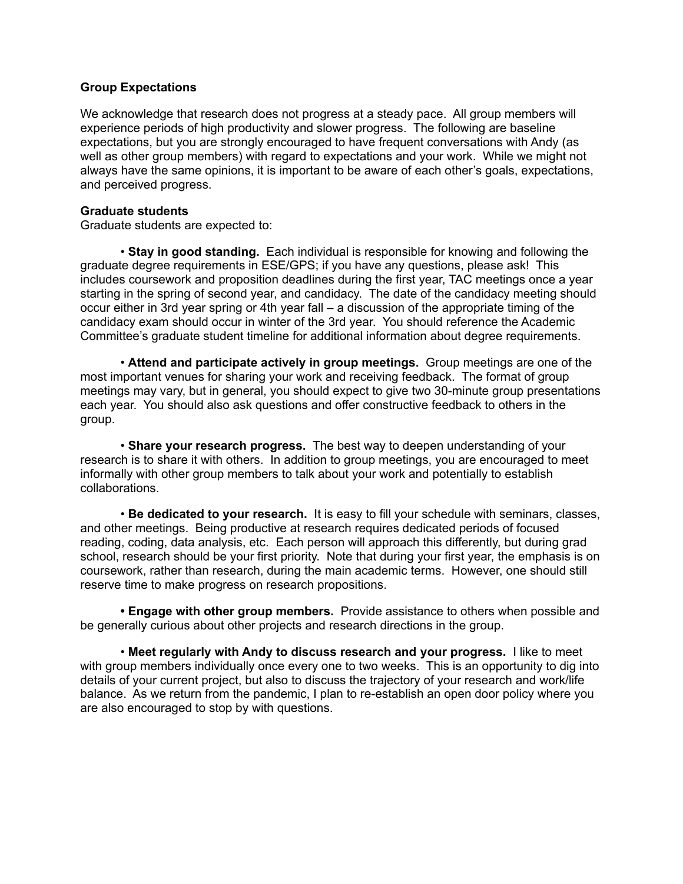**Group Expectations**

We acknowledge that research does not progress at a steady pace. All group members will experience periods of high productivity and slower progress. The following are baseline expectations, but you are strongly encouraged to have frequent conversations with Andy (as well as other group members) with regard to expectations and your work. While we might not always have the same opinions, it is important to be aware of each other's goals, expectations, and perceived progress.

**Graduate students**

Graduate students are expected to:

- **Stay in good standing.** Each individual is responsible for knowing and following the graduate degree requirements in ESE/GPS; if you have any questions, please ask! This includes coursework and proposition deadlines during the first year, TAC meetings once a year starting in the spring of second year, and candidacy. The date of the candidacy meeting should occur either in 3rd year spring or 4th year fall – a discussion of the appropriate timing of the candidacy exam should occur in winter of the 3rd year. You should reference the Academic Committee's graduate student timeline for additional information about degree requirements.

- **Attend and participate actively in group meetings.** Group meetings are one of the most important venues for sharing your work and receiving feedback. The format of group meetings may vary, but in general, you should expect to give two 30-minute group presentations each year. You should also ask questions and offer constructive feedback to others in the group.

- **Share your research progress.** The best way to deepen understanding of your research is to share it with others. In addition to group meetings, you are encouraged to meet informally with other group members to talk about your work and potentially to establish collaborations.

- **Be dedicated to your research.** It is easy to fill your schedule with seminars, classes, and other meetings. Being productive at research requires dedicated periods of focused reading, coding, data analysis, etc. Each person will approach this differently, but during grad school, research should be your first priority. Note that during your first year, the emphasis is on coursework, rather than research, during the main academic terms. However, one should still reserve time to make progress on research propositions.

- **Engage with other group members.** Provide assistance to others when possible and be generally curious about other projects and research directions in the group.

- **Meet regularly with Andy to discuss research and your progress.** I like to meet with group members individually once every one to two weeks. This is an opportunity to dig into details of your current project, but also to discuss the trajectory of your research and work/life balance. As we return from the pandemic, I plan to re-establish an open door policy where you are also encouraged to stop by with questions.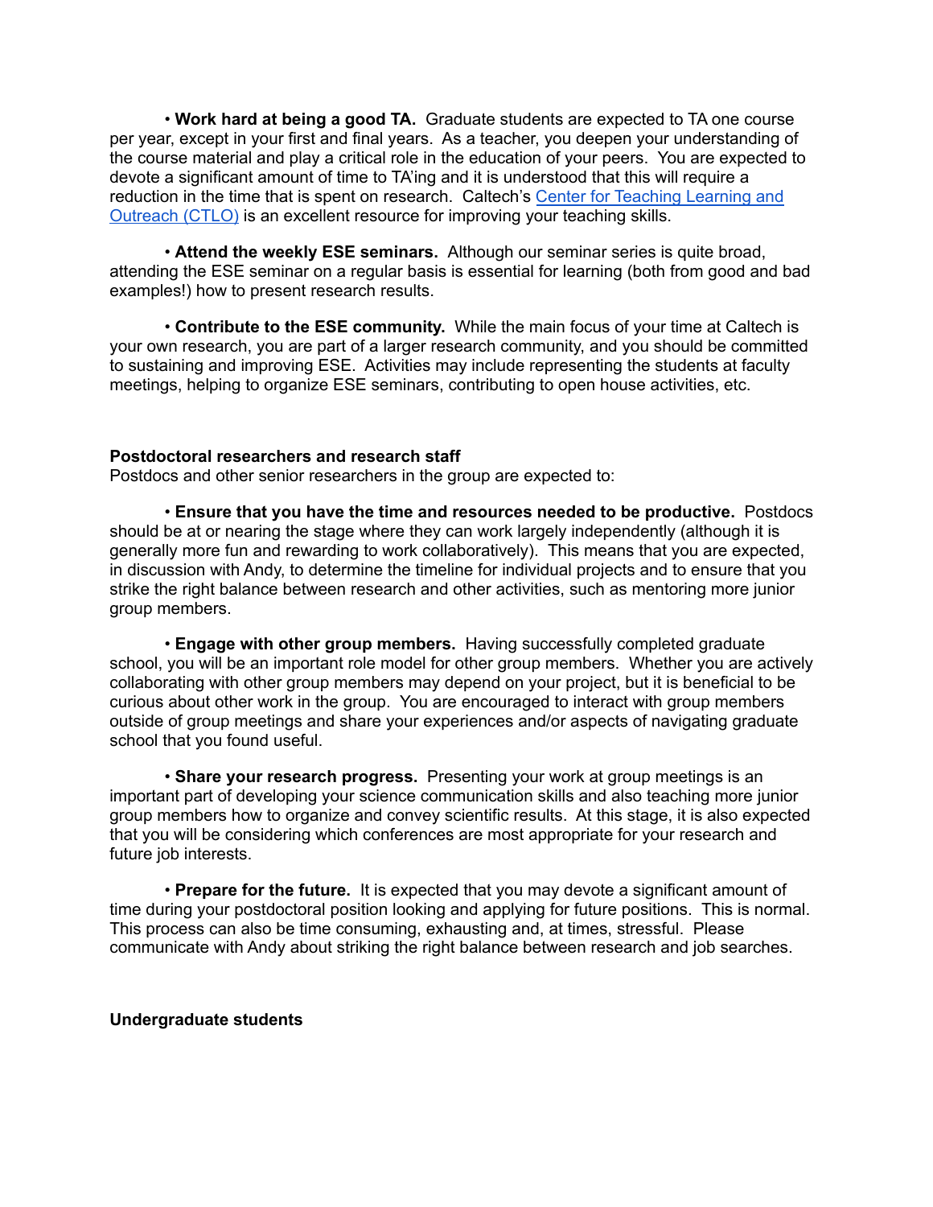• **Work hard at being a good TA.** Graduate students are expected to TA one course per year, except in your first and final years. As a teacher, you deepen your understanding of the course material and play a critical role in the education of your peers. You are expected to devote a significant amount of time to TA'ing and it is understood that this will require a reduction in the time that is spent on research. Caltech's [Center for Teaching Learning and Outreach (CTLO)]() is an excellent resource for improving your teaching skills.

• **Attend the weekly ESE seminars.** Although our seminar series is quite broad, attending the ESE seminar on a regular basis is essential for learning (both from good and bad examples!) how to present research results.

• **Contribute to the ESE community.** While the main focus of your time at Caltech is your own research, you are part of a larger research community, and you should be committed to sustaining and improving ESE. Activities may include representing the students at faculty meetings, helping to organize ESE seminars, contributing to open house activities, etc.

**Postdoctoral researchers and research staff**

Postdocs and other senior researchers in the group are expected to:

• **Ensure that you have the time and resources needed to be productive.** Postdocs should be at or nearing the stage where they can work largely independently (although it is generally more fun and rewarding to work collaboratively). This means that you are expected, in discussion with Andy, to determine the timeline for individual projects and to ensure that you strike the right balance between research and other activities, such as mentoring more junior group members.

• **Engage with other group members.** Having successfully completed graduate school, you will be an important role model for other group members. Whether you are actively collaborating with other group members may depend on your project, but it is beneficial to be curious about other work in the group. You are encouraged to interact with group members outside of group meetings and share your experiences and/or aspects of navigating graduate school that you found useful.

• **Share your research progress.** Presenting your work at group meetings is an important part of developing your science communication skills and also teaching more junior group members how to organize and convey scientific results. At this stage, it is also expected that you will be considering which conferences are most appropriate for your research and future job interests.

• **Prepare for the future.** It is expected that you may devote a significant amount of time during your postdoctoral position looking and applying for future positions. This is normal. This process can also be time consuming, exhausting and, at times, stressful. Please communicate with Andy about striking the right balance between research and job searches.

**Undergraduate students**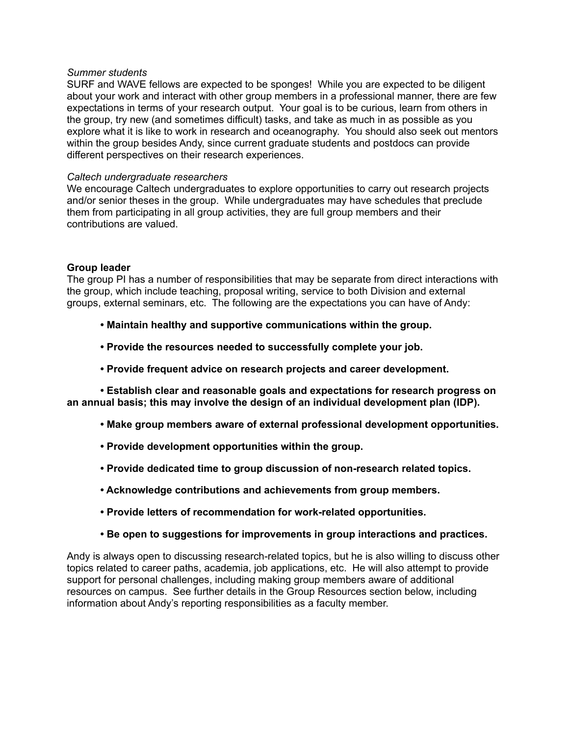*Summer students*

SURF and WAVE fellows are expected to be sponges! While you are expected to be diligent about your work and interact with other group members in a professional manner, there are few expectations in terms of your research output. Your goal is to be curious, learn from others in the group, try new (and sometimes difficult) tasks, and take as much in as possible as you explore what it is like to work in research and oceanography. You should also seek out mentors within the group besides Andy, since current graduate students and postdocs can provide different perspectives on their research experiences.

*Caltech undergraduate researchers*

We encourage Caltech undergraduates to explore opportunities to carry out research projects and/or senior theses in the group. While undergraduates may have schedules that preclude them from participating in all group activities, they are full group members and their contributions are valued.

**Group leader**

The group PI has a number of responsibilities that may be separate from direct interactions with the group, which include teaching, proposal writing, service to both Division and external groups, external seminars, etc. The following are the expectations you can have of Andy:

- **Maintain healthy and supportive communications within the group.**
- **Provide the resources needed to successfully complete your job.**
- **Provide frequent advice on research projects and career development.**
- **Establish clear and reasonable goals and expectations for research progress on an annual basis; this may involve the design of an individual development plan (IDP).**
- **Make group members aware of external professional development opportunities.**
- **Provide development opportunities within the group.**
- **Provide dedicated time to group discussion of non-research related topics.**
- **Acknowledge contributions and achievements from group members.**
- **Provide letters of recommendation for work-related opportunities.**
- **Be open to suggestions for improvements in group interactions and practices.**

Andy is always open to discussing research-related topics, but he is also willing to discuss other topics related to career paths, academia, job applications, etc. He will also attempt to provide support for personal challenges, including making group members aware of additional resources on campus. See further details in the Group Resources section below, including information about Andy's reporting responsibilities as a faculty member.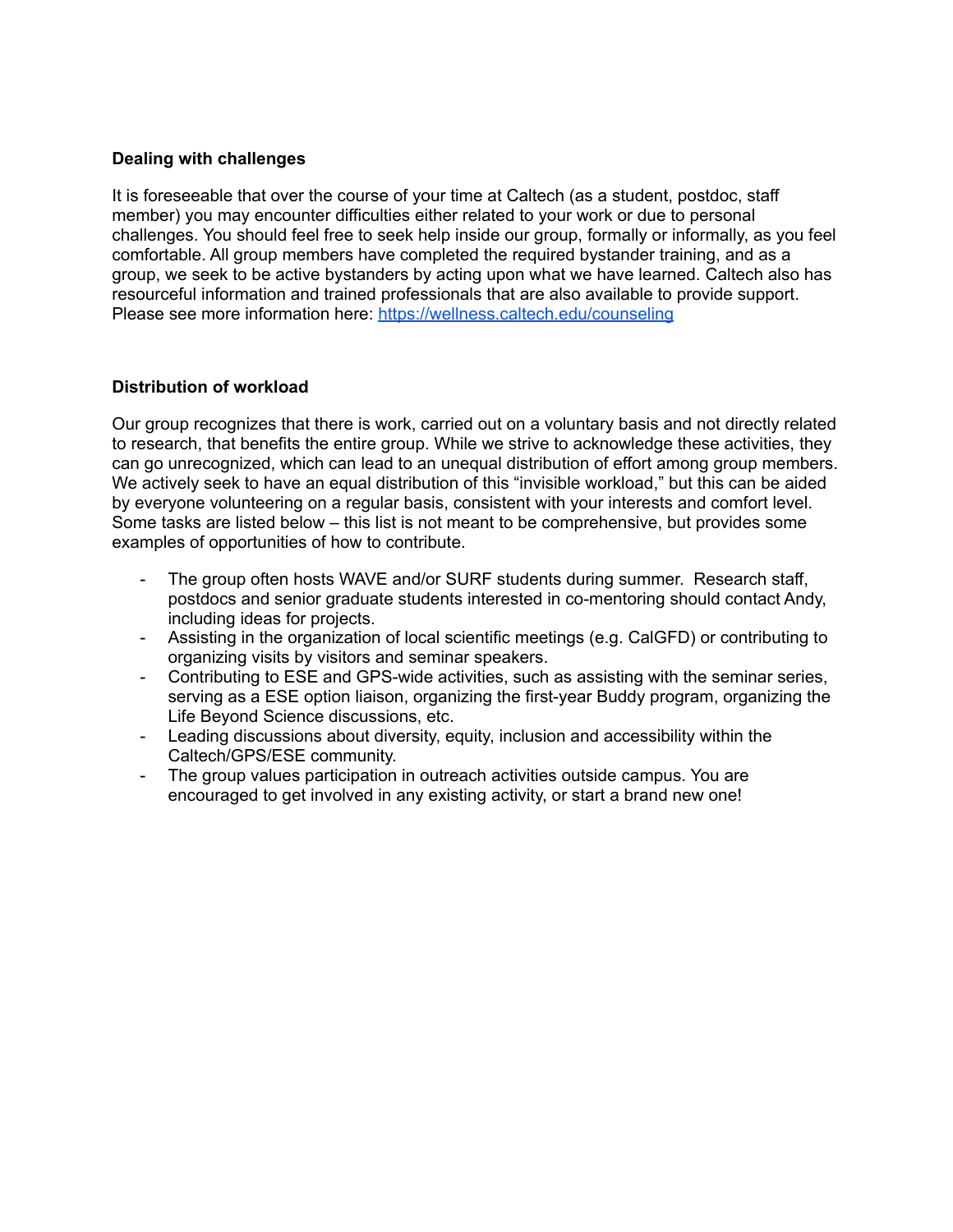**Dealing with challenges**

It is foreseeable that over the course of your time at Caltech (as a student, postdoc, staff member) you may encounter difficulties either related to your work or due to personal challenges. You should feel free to seek help inside our group, formally or informally, as you feel comfortable. All group members have completed the required bystander training, and as a group, we seek to be active bystanders by acting upon what we have learned. Caltech also has resourceful information and trained professionals that are also available to provide support. Please see more information here: [https://wellness.caltech.edu/counseling](https://wellness.caltech.edu/counseling)

**Distribution of workload**

Our group recognizes that there is work, carried out on a voluntary basis and not directly related to research, that benefits the entire group. While we strive to acknowledge these activities, they can go unrecognized, which can lead to an unequal distribution of effort among group members. We actively seek to have an equal distribution of this "invisible workload," but this can be aided by everyone volunteering on a regular basis, consistent with your interests and comfort level. Some tasks are listed below – this list is not meant to be comprehensive, but provides some examples of opportunities of how to contribute.

- The group often hosts WAVE and/or SURF students during summer. Research staff, postdocs and senior graduate students interested in co-mentoring should contact Andy, including ideas for projects.
- Assisting in the organization of local scientific meetings (e.g. CalGFD) or contributing to organizing visits by visitors and seminar speakers.
- Contributing to ESE and GPS-wide activities, such as assisting with the seminar series, serving as a ESE option liaison, organizing the first-year Buddy program, organizing the Life Beyond Science discussions, etc.
- Leading discussions about diversity, equity, inclusion and accessibility within the Caltech/GPS/ESE community.
- The group values participation in outreach activities outside campus. You are encouraged to get involved in any existing activity, or start a brand new one!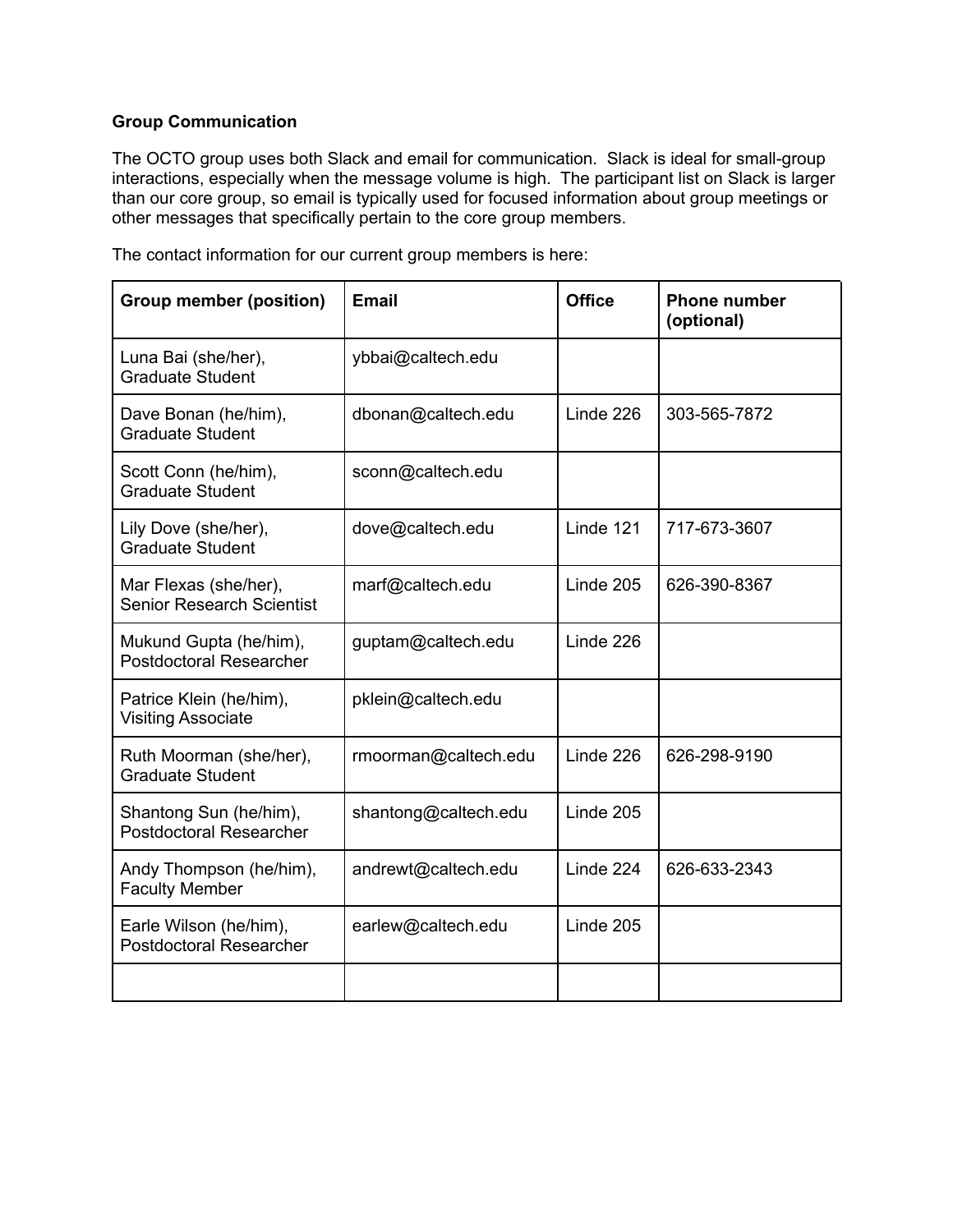### Group Communication

The OCTO group uses both Slack and email for communication. Slack is ideal for small-group interactions, especially when the message volume is high. The participant list on Slack is larger than our core group, so email is typically used for focused information about group meetings or other messages that specifically pertain to the core group members.

The contact information for our current group members is here:

| Group member (position) | Email | Office | Phone number (optional) |
|---|---|---|---|
| Luna Bai (she/her), Graduate Student | ybbai@caltech.edu | | |
| Dave Bonan (he/him), Graduate Student | dbonan@caltech.edu | Linde 226 | 303-565-7872 |
| Scott Conn (he/him), Graduate Student | sconn@caltech.edu | | |
| Lily Dove (she/her), Graduate Student | dove@caltech.edu | Linde 121 | 717-673-3607 |
| Mar Flexas (she/her), Senior Research Scientist | marf@caltech.edu | Linde 205 | 626-390-8367 |
| Mukund Gupta (he/him), Postdoctoral Researcher | guptam@caltech.edu | Linde 226 | |
| Patrice Klein (he/him), Visiting Associate | pklein@caltech.edu | | |
| Ruth Moorman (she/her), Graduate Student | rmoorman@caltech.edu | Linde 226 | 626-298-9190 |
| Shantong Sun (he/him), Postdoctoral Researcher | shantong@caltech.edu | Linde 205 | |
| Andy Thompson (he/him), Faculty Member | andrewt@caltech.edu | Linde 224 | 626-633-2343 |
| Earle Wilson (he/him), Postdoctoral Researcher | earlew@caltech.edu | Linde 205 | |
| | | | |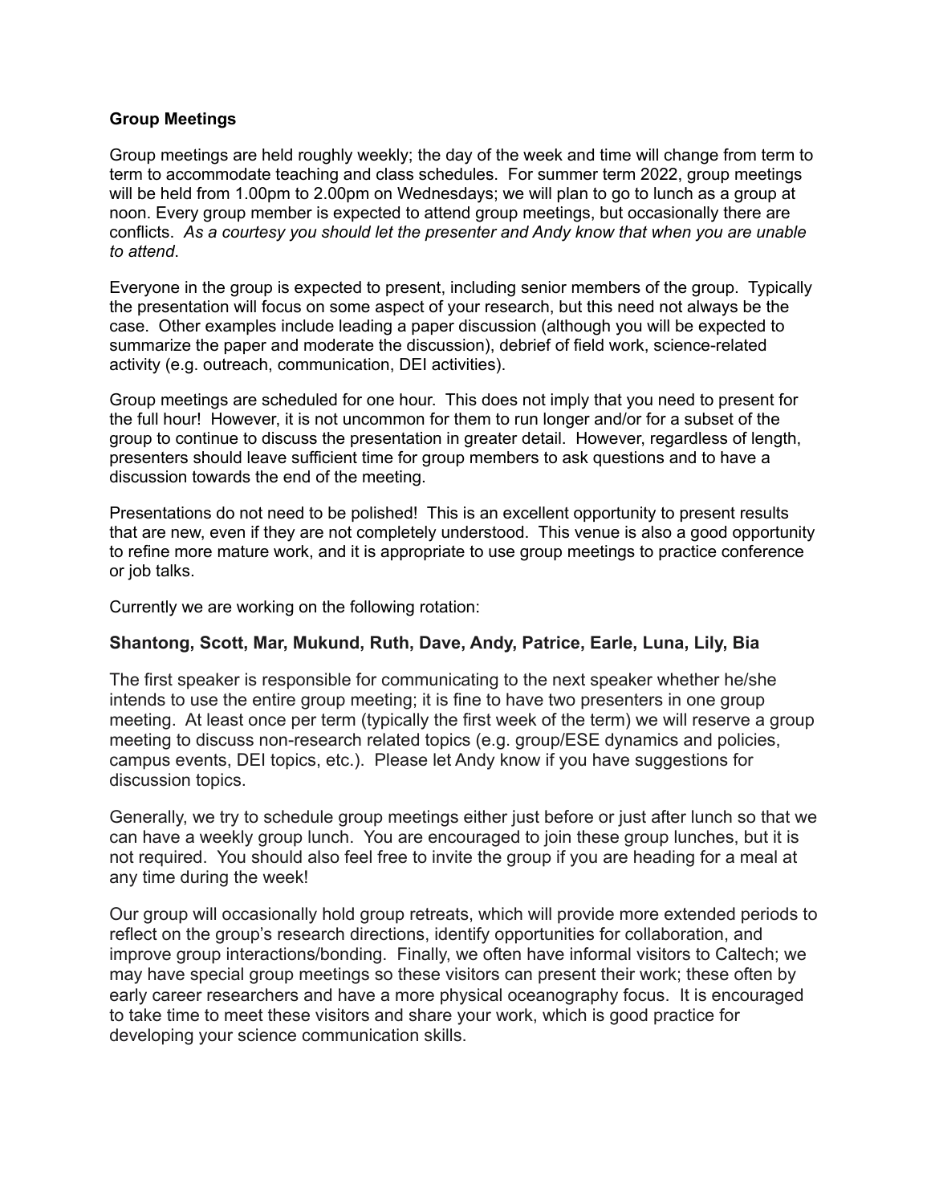**Group Meetings**

Group meetings are held roughly weekly; the day of the week and time will change from term to term to accommodate teaching and class schedules. For summer term 2022, group meetings will be held from 1.00pm to 2.00pm on Wednesdays; we will plan to go to lunch as a group at noon. Every group member is expected to attend group meetings, but occasionally there are conflicts. *As a courtesy you should let the presenter and Andy know that when you are unable to attend*.

Everyone in the group is expected to present, including senior members of the group. Typically the presentation will focus on some aspect of your research, but this need not always be the case. Other examples include leading a paper discussion (although you will be expected to summarize the paper and moderate the discussion), debrief of field work, science-related activity (e.g. outreach, communication, DEI activities).

Group meetings are scheduled for one hour. This does not imply that you need to present for the full hour! However, it is not uncommon for them to run longer and/or for a subset of the group to continue to discuss the presentation in greater detail. However, regardless of length, presenters should leave sufficient time for group members to ask questions and to have a discussion towards the end of the meeting.

Presentations do not need to be polished! This is an excellent opportunity to present results that are new, even if they are not completely understood. This venue is also a good opportunity to refine more mature work, and it is appropriate to use group meetings to practice conference or job talks.

Currently we are working on the following rotation:

**Shantong, Scott, Mar, Mukund, Ruth, Dave, Andy, Patrice, Earle, Luna, Lily, Bia**

The first speaker is responsible for communicating to the next speaker whether he/she intends to use the entire group meeting; it is fine to have two presenters in one group meeting. At least once per term (typically the first week of the term) we will reserve a group meeting to discuss non-research related topics (e.g. group/ESE dynamics and policies, campus events, DEI topics, etc.). Please let Andy know if you have suggestions for discussion topics.

Generally, we try to schedule group meetings either just before or just after lunch so that we can have a weekly group lunch. You are encouraged to join these group lunches, but it is not required. You should also feel free to invite the group if you are heading for a meal at any time during the week!

Our group will occasionally hold group retreats, which will provide more extended periods to reflect on the group's research directions, identify opportunities for collaboration, and improve group interactions/bonding. Finally, we often have informal visitors to Caltech; we may have special group meetings so these visitors can present their work; these often by early career researchers and have a more physical oceanography focus. It is encouraged to take time to meet these visitors and share your work, which is good practice for developing your science communication skills.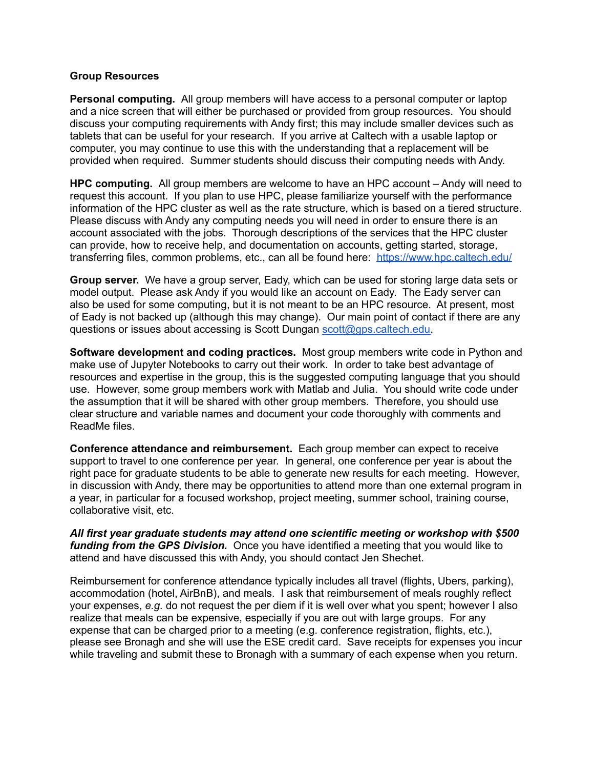## Group Resources

**Personal computing.** All group members will have access to a personal computer or laptop and a nice screen that will either be purchased or provided from group resources. You should discuss your computing requirements with Andy first; this may include smaller devices such as tablets that can be useful for your research. If you arrive at Caltech with a usable laptop or computer, you may continue to use this with the understanding that a replacement will be provided when required. Summer students should discuss their computing needs with Andy.

**HPC computing.** All group members are welcome to have an HPC account – Andy will need to request this account. If you plan to use HPC, please familiarize yourself with the performance information of the HPC cluster as well as the rate structure, which is based on a tiered structure. Please discuss with Andy any computing needs you will need in order to ensure there is an account associated with the jobs. Thorough descriptions of the services that the HPC cluster can provide, how to receive help, and documentation on accounts, getting started, storage, transferring files, common problems, etc., can all be found here: [https://www.hpc.caltech.edu/](https://www.hpc.caltech.edu/)

**Group server.** We have a group server, Eady, which can be used for storing large data sets or model output. Please ask Andy if you would like an account on Eady. The Eady server can also be used for some computing, but it is not meant to be an HPC resource. At present, most of Eady is not backed up (although this may change). Our main point of contact if there are any questions or issues about accessing is Scott Dungan [scott@gps.caltech.edu](mailto:scott@gps.caltech.edu).

**Software development and coding practices.** Most group members write code in Python and make use of Jupyter Notebooks to carry out their work. In order to take best advantage of resources and expertise in the group, this is the suggested computing language that you should use. However, some group members work with Matlab and Julia. You should write code under the assumption that it will be shared with other group members. Therefore, you should use clear structure and variable names and document your code thoroughly with comments and ReadMe files.

**Conference attendance and reimbursement.** Each group member can expect to receive support to travel to one conference per year. In general, one conference per year is about the right pace for graduate students to be able to generate new results for each meeting. However, in discussion with Andy, there may be opportunities to attend more than one external program in a year, in particular for a focused workshop, project meeting, summer school, training course, collaborative visit, etc.

***All first year graduate students may attend one scientific meeting or workshop with $500 funding from the GPS Division.*** Once you have identified a meeting that you would like to attend and have discussed this with Andy, you should contact Jen Shechet.

Reimbursement for conference attendance typically includes all travel (flights, Ubers, parking), accommodation (hotel, AirBnB), and meals. I ask that reimbursement of meals roughly reflect your expenses, *e.g.* do not request the per diem if it is well over what you spent; however I also realize that meals can be expensive, especially if you are out with large groups. For any expense that can be charged prior to a meeting (e.g. conference registration, flights, etc.), please see Bronagh and she will use the ESE credit card. Save receipts for expenses you incur while traveling and submit these to Bronagh with a summary of each expense when you return.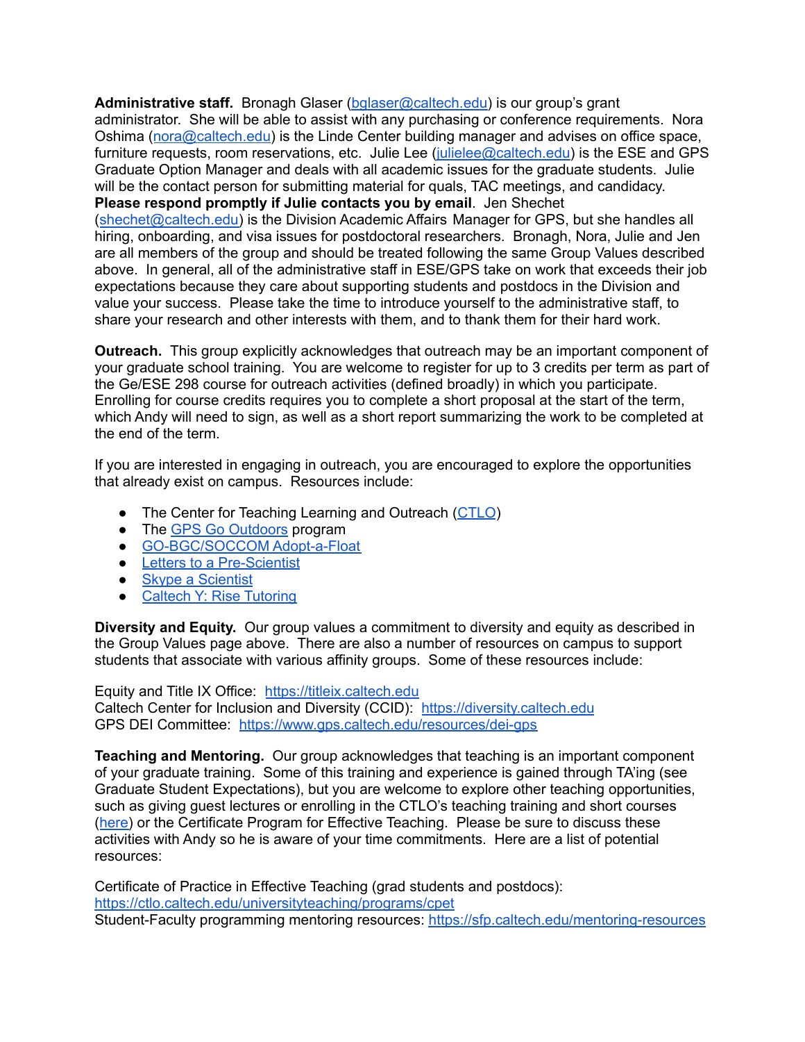**Administrative staff.** Bronagh Glaser (bglaser@caltech.edu) is our group's grant administrator. She will be able to assist with any purchasing or conference requirements. Nora Oshima (nora@caltech.edu) is the Linde Center building manager and advises on office space, furniture requests, room reservations, etc. Julie Lee (julielee@caltech.edu) is the ESE and GPS Graduate Option Manager and deals with all academic issues for the graduate students. Julie will be the contact person for submitting material for quals, TAC meetings, and candidacy. **Please respond promptly if Julie contacts you by email**. Jen Shechet (shechet@caltech.edu) is the Division Academic Affairs Manager for GPS, but she handles all hiring, onboarding, and visa issues for postdoctoral researchers. Bronagh, Nora, Julie and Jen are all members of the group and should be treated following the same Group Values described above. In general, all of the administrative staff in ESE/GPS take on work that exceeds their job expectations because they care about supporting students and postdocs in the Division and value your success. Please take the time to introduce yourself to the administrative staff, to share your research and other interests with them, and to thank them for their hard work.

**Outreach.** This group explicitly acknowledges that outreach may be an important component of your graduate school training. You are welcome to register for up to 3 credits per term as part of the Ge/ESE 298 course for outreach activities (defined broadly) in which you participate. Enrolling for course credits requires you to complete a short proposal at the start of the term, which Andy will need to sign, as well as a short report summarizing the work to be completed at the end of the term.

If you are interested in engaging in outreach, you are encouraged to explore the opportunities that already exist on campus. Resources include:

- The Center for Teaching Learning and Outreach (CTLO)
- The GPS Go Outdoors program
- GO-BGC/SOCCOM Adopt-a-Float
- Letters to a Pre-Scientist
- Skype a Scientist
- Caltech Y: Rise Tutoring

**Diversity and Equity.** Our group values a commitment to diversity and equity as described in the Group Values page above. There are also a number of resources on campus to support students that associate with various affinity groups. Some of these resources include:

Equity and Title IX Office: https://titleix.caltech.edu
Caltech Center for Inclusion and Diversity (CCID): https://diversity.caltech.edu
GPS DEI Committee: https://www.gps.caltech.edu/resources/dei-gps

**Teaching and Mentoring.** Our group acknowledges that teaching is an important component of your graduate training. Some of this training and experience is gained through TA'ing (see Graduate Student Expectations), but you are welcome to explore other teaching opportunities, such as giving guest lectures or enrolling in the CTLO's teaching training and short courses (here) or the Certificate Program for Effective Teaching. Please be sure to discuss these activities with Andy so he is aware of your time commitments. Here are a list of potential resources:

Certificate of Practice in Effective Teaching (grad students and postdocs): https://ctlo.caltech.edu/universityteaching/programs/cpet
Student-Faculty programming mentoring resources: https://sfp.caltech.edu/mentoring-resources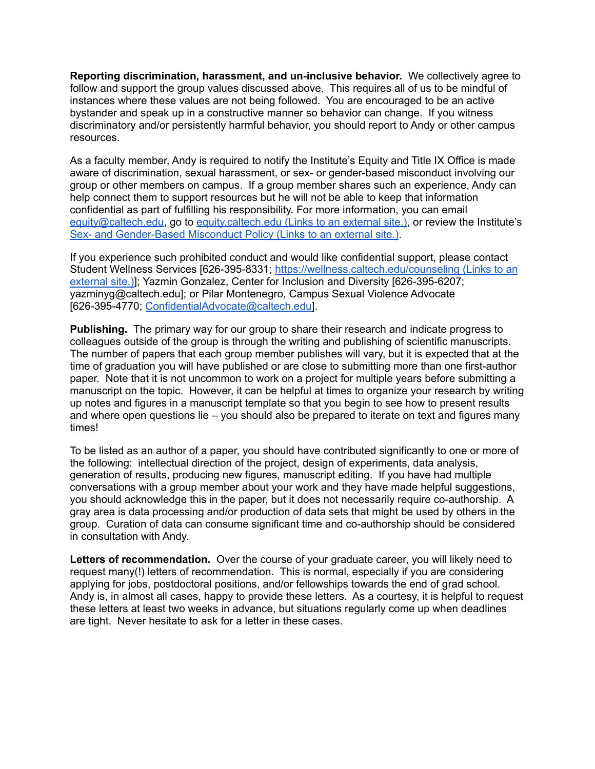**Reporting discrimination, harassment, and un-inclusive behavior.** We collectively agree to follow and support the group values discussed above. This requires all of us to be mindful of instances where these values are not being followed. You are encouraged to be an active bystander and speak up in a constructive manner so behavior can change. If you witness discriminatory and/or persistently harmful behavior, you should report to Andy or other campus resources.

As a faculty member, Andy is required to notify the Institute's Equity and Title IX Office is made aware of discrimination, sexual harassment, or sex- or gender-based misconduct involving our group or other members on campus. If a group member shares such an experience, Andy can help connect them to support resources but he will not be able to keep that information confidential as part of fulfilling his responsibility. For more information, you can email [equity@caltech.edu](mailto:equity@caltech.edu), go to [equity.caltech.edu (Links to an external site.)](https://equity.caltech.edu), or review the Institute's [Sex- and Gender-Based Misconduct Policy (Links to an external site.)]().

If you experience such prohibited conduct and would like confidential support, please contact Student Wellness Services [626-395-8331; [https://wellness.caltech.edu/counseling (Links to an external site.)](https://wellness.caltech.edu/counseling)]; Yazmin Gonzalez, Center for Inclusion and Diversity [626-395-6207; yazminyg@caltech.edu]; or Pilar Montenegro, Campus Sexual Violence Advocate [626-395-4770; [ConfidentialAdvocate@caltech.edu](mailto:ConfidentialAdvocate@caltech.edu)].

**Publishing.** The primary way for our group to share their research and indicate progress to colleagues outside of the group is through the writing and publishing of scientific manuscripts. The number of papers that each group member publishes will vary, but it is expected that at the time of graduation you will have published or are close to submitting more than one first-author paper. Note that it is not uncommon to work on a project for multiple years before submitting a manuscript on the topic. However, it can be helpful at times to organize your research by writing up notes and figures in a manuscript template so that you begin to see how to present results and where open questions lie – you should also be prepared to iterate on text and figures many times!

To be listed as an author of a paper, you should have contributed significantly to one or more of the following: intellectual direction of the project, design of experiments, data analysis, generation of results, producing new figures, manuscript editing. If you have had multiple conversations with a group member about your work and they have made helpful suggestions, you should acknowledge this in the paper, but it does not necessarily require co-authorship. A gray area is data processing and/or production of data sets that might be used by others in the group. Curation of data can consume significant time and co-authorship should be considered in consultation with Andy.

**Letters of recommendation.** Over the course of your graduate career, you will likely need to request many(!) letters of recommendation. This is normal, especially if you are considering applying for jobs, postdoctoral positions, and/or fellowships towards the end of grad school. Andy is, in almost all cases, happy to provide these letters. As a courtesy, it is helpful to request these letters at least two weeks in advance, but situations regularly come up when deadlines are tight. Never hesitate to ask for a letter in these cases.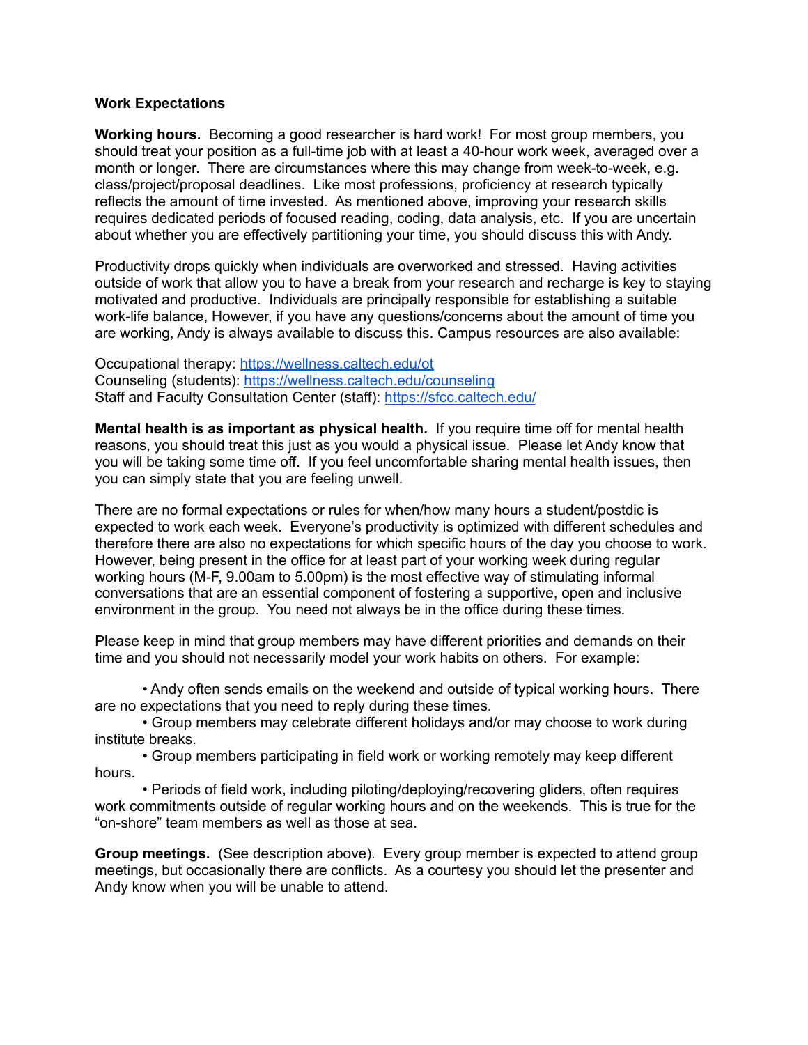**Work Expectations**

**Working hours.** Becoming a good researcher is hard work! For most group members, you should treat your position as a full-time job with at least a 40-hour work week, averaged over a month or longer. There are circumstances where this may change from week-to-week, e.g. class/project/proposal deadlines. Like most professions, proficiency at research typically reflects the amount of time invested. As mentioned above, improving your research skills requires dedicated periods of focused reading, coding, data analysis, etc. If you are uncertain about whether you are effectively partitioning your time, you should discuss this with Andy.

Productivity drops quickly when individuals are overworked and stressed. Having activities outside of work that allow you to have a break from your research and recharge is key to staying motivated and productive. Individuals are principally responsible for establishing a suitable work-life balance, However, if you have any questions/concerns about the amount of time you are working, Andy is always available to discuss this. Campus resources are also available:

Occupational therapy: https://wellness.caltech.edu/ot
Counseling (students): https://wellness.caltech.edu/counseling
Staff and Faculty Consultation Center (staff): https://sfcc.caltech.edu/

**Mental health is as important as physical health.** If you require time off for mental health reasons, you should treat this just as you would a physical issue. Please let Andy know that you will be taking some time off. If you feel uncomfortable sharing mental health issues, then you can simply state that you are feeling unwell.

There are no formal expectations or rules for when/how many hours a student/postdic is expected to work each week. Everyone's productivity is optimized with different schedules and therefore there are also no expectations for which specific hours of the day you choose to work. However, being present in the office for at least part of your working week during regular working hours (M-F, 9.00am to 5.00pm) is the most effective way of stimulating informal conversations that are an essential component of fostering a supportive, open and inclusive environment in the group. You need not always be in the office during these times.

Please keep in mind that group members may have different priorities and demands on their time and you should not necessarily model your work habits on others. For example:

- Andy often sends emails on the weekend and outside of typical working hours. There are no expectations that you need to reply during these times.
- Group members may celebrate different holidays and/or may choose to work during institute breaks.
- Group members participating in field work or working remotely may keep different hours.
- Periods of field work, including piloting/deploying/recovering gliders, often requires work commitments outside of regular working hours and on the weekends. This is true for the "on-shore" team members as well as those at sea.

**Group meetings.** (See description above). Every group member is expected to attend group meetings, but occasionally there are conflicts. As a courtesy you should let the presenter and Andy know when you will be unable to attend.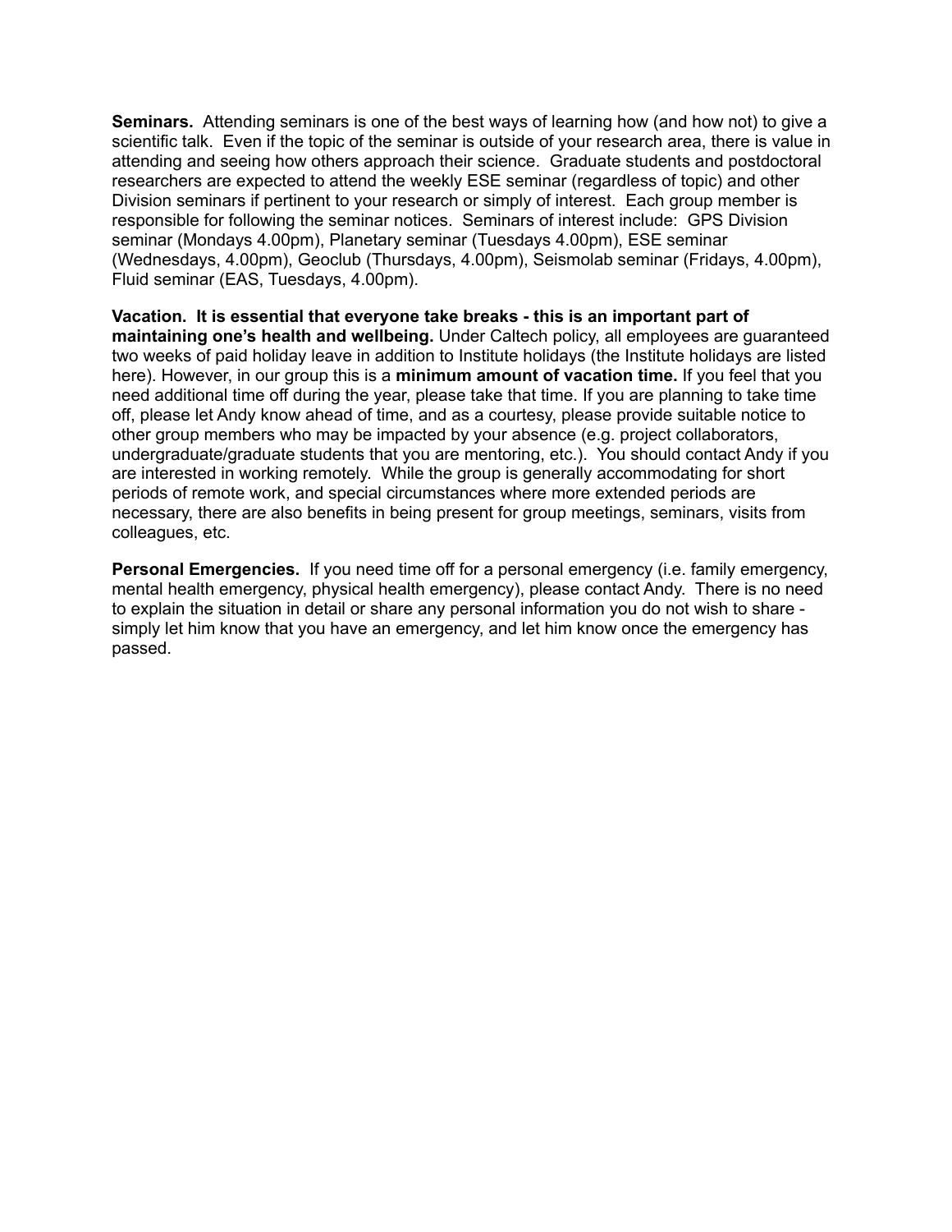**Seminars.** Attending seminars is one of the best ways of learning how (and how not) to give a scientific talk. Even if the topic of the seminar is outside of your research area, there is value in attending and seeing how others approach their science. Graduate students and postdoctoral researchers are expected to attend the weekly ESE seminar (regardless of topic) and other Division seminars if pertinent to your research or simply of interest. Each group member is responsible for following the seminar notices. Seminars of interest include: GPS Division seminar (Mondays 4.00pm), Planetary seminar (Tuesdays 4.00pm), ESE seminar (Wednesdays, 4.00pm), Geoclub (Thursdays, 4.00pm), Seismolab seminar (Fridays, 4.00pm), Fluid seminar (EAS, Tuesdays, 4.00pm).

**Vacation. It is essential that everyone take breaks - this is an important part of maintaining one's health and wellbeing.** Under Caltech policy, all employees are guaranteed two weeks of paid holiday leave in addition to Institute holidays (the Institute holidays are listed here). However, in our group this is a **minimum amount of vacation time.** If you feel that you need additional time off during the year, please take that time. If you are planning to take time off, please let Andy know ahead of time, and as a courtesy, please provide suitable notice to other group members who may be impacted by your absence (e.g. project collaborators, undergraduate/graduate students that you are mentoring, etc.). You should contact Andy if you are interested in working remotely. While the group is generally accommodating for short periods of remote work, and special circumstances where more extended periods are necessary, there are also benefits in being present for group meetings, seminars, visits from colleagues, etc.

**Personal Emergencies.** If you need time off for a personal emergency (i.e. family emergency, mental health emergency, physical health emergency), please contact Andy. There is no need to explain the situation in detail or share any personal information you do not wish to share - simply let him know that you have an emergency, and let him know once the emergency has passed.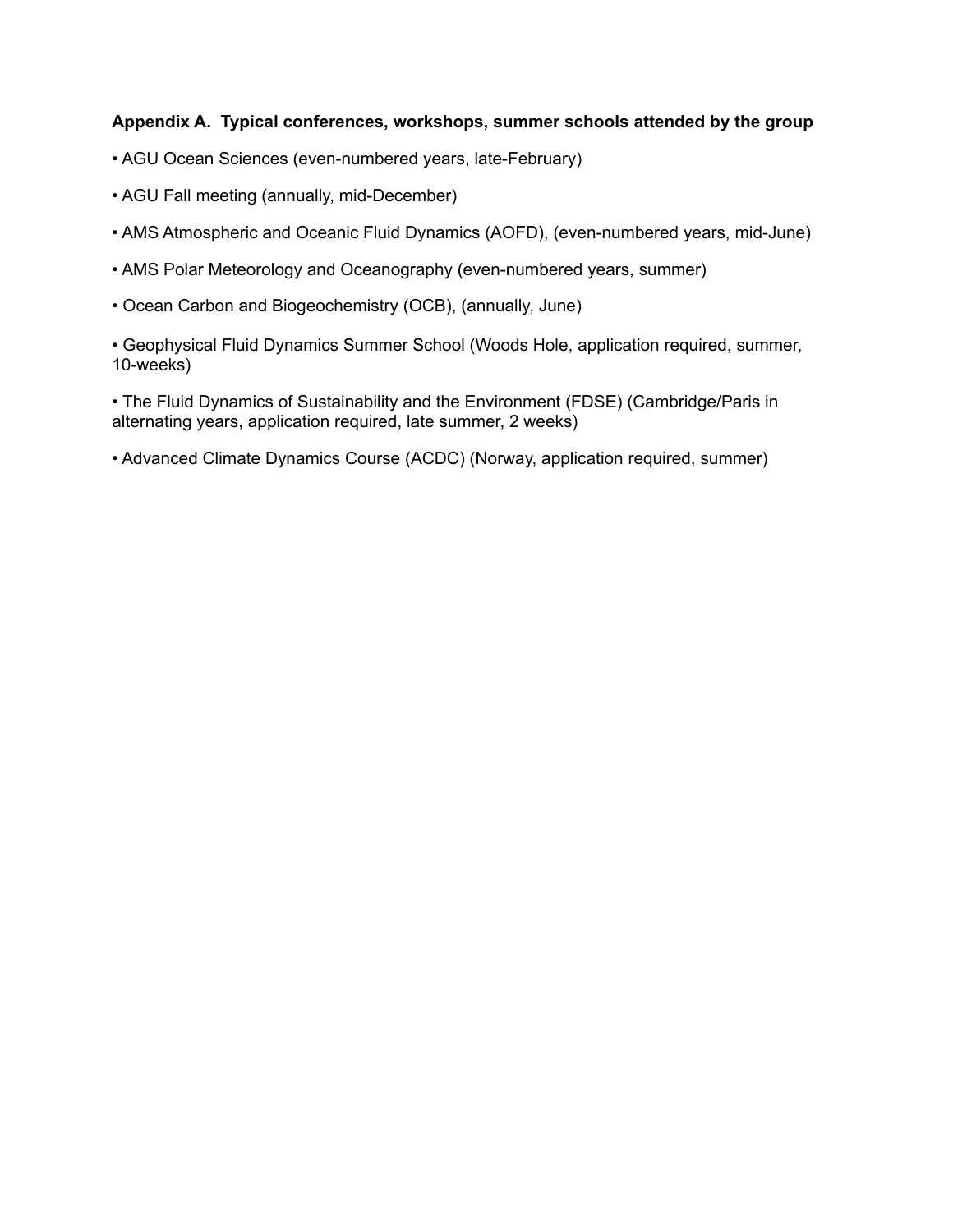**Appendix A. Typical conferences, workshops, summer schools attended by the group**

- AGU Ocean Sciences (even-numbered years, late-February)
- AGU Fall meeting (annually, mid-December)
- AMS Atmospheric and Oceanic Fluid Dynamics (AOFD), (even-numbered years, mid-June)
- AMS Polar Meteorology and Oceanography (even-numbered years, summer)
- Ocean Carbon and Biogeochemistry (OCB), (annually, June)
- Geophysical Fluid Dynamics Summer School (Woods Hole, application required, summer, 10-weeks)
- The Fluid Dynamics of Sustainability and the Environment (FDSE) (Cambridge/Paris in alternating years, application required, late summer, 2 weeks)
- Advanced Climate Dynamics Course (ACDC) (Norway, application required, summer)